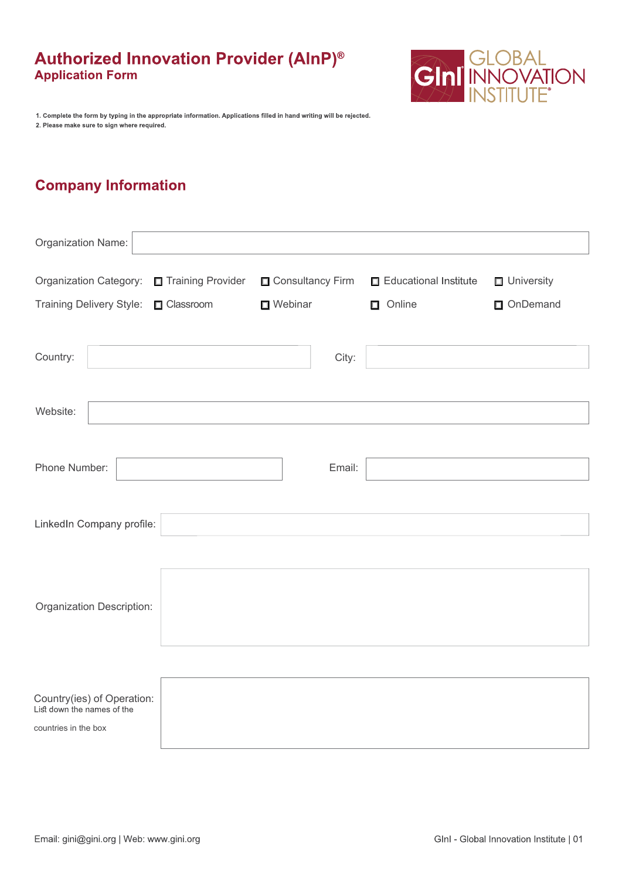# Authorized Innovation Provider (AInP)®

## Application Form

1. Complete the form by typing in the appropriate information. Applications filled in hand writing will be rejected.
2. Please make sure to sign where required.

## Company Information

Organization Name:

Organization Category: ☐ Training Provider ☐ Consultancy Firm ☐ Educational Institute ☐ University

Training Delivery Style: ☐ Classroom ☐ Webinar ☐ Online ☐ OnDemand

Country:

City:

Website:

Phone Number:

Email:

LinkedIn Company profile:

Organization Description:

Country(ies) of Operation:
List down the names of the countries in the box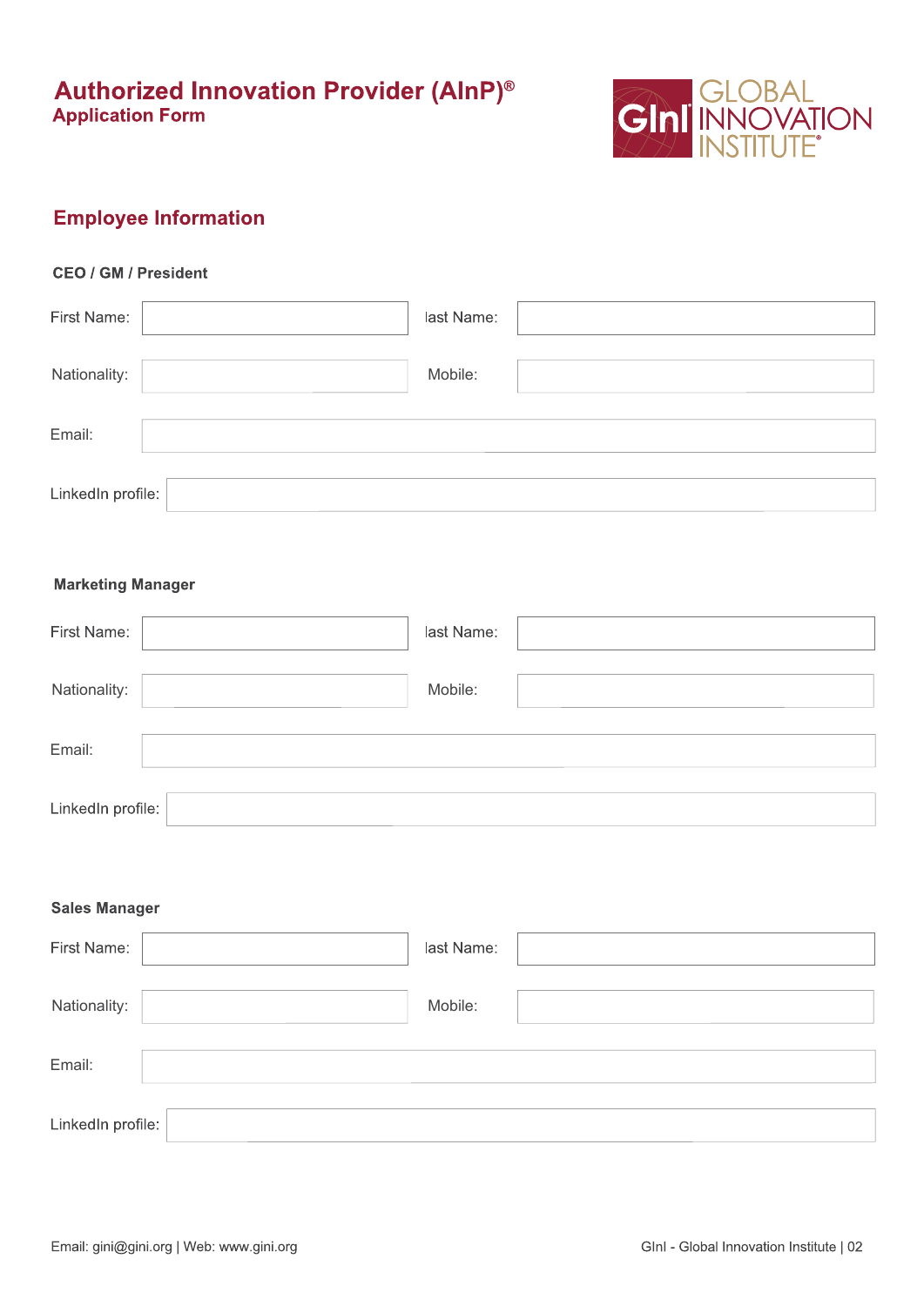# Authorized Innovation Provider (AInP)®

## Application Form

## Employee Information

### CEO / GM / President

First Name: ____________________ last Name: ____________________

Nationality: ____________________ Mobile: ____________________

Email: ____________________

LinkedIn profile: ____________________

### Marketing Manager

First Name: ____________________ last Name: ____________________

Nationality: ____________________ Mobile: ____________________

Email: ____________________

LinkedIn profile: ____________________

### Sales Manager

First Name: ____________________ last Name: ____________________

Nationality: ____________________ Mobile: ____________________

Email: ____________________

LinkedIn profile: ____________________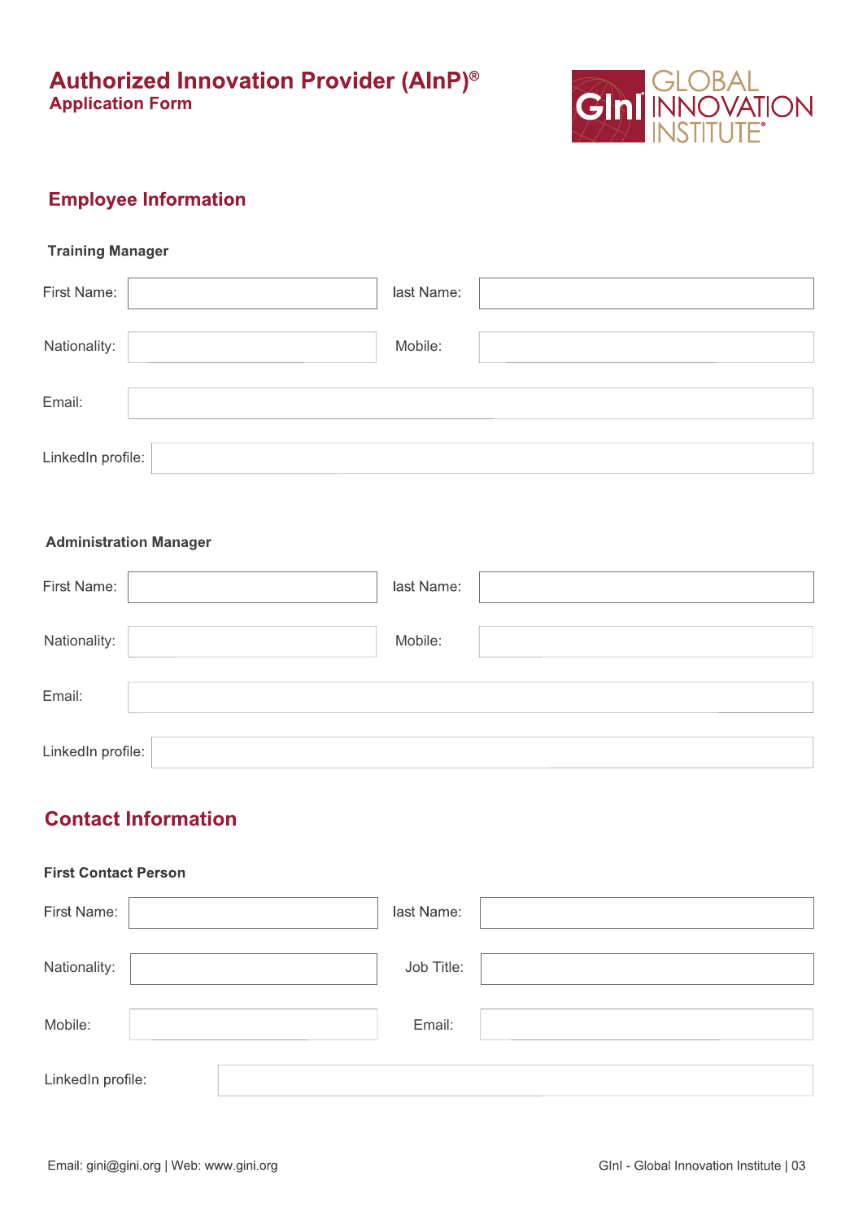# Authorized Innovation Provider (AInP)®

## Application Form

## Employee Information

### Training Manager

First Name: 

last Name: 

Nationality: 

Mobile: 

Email: 

LinkedIn profile: 

### Administration Manager

First Name: 

last Name: 

Nationality: 

Mobile: 

Email: 

LinkedIn profile: 

## Contact Information

### First Contact Person

First Name: 

last Name: 

Nationality: 

Job Title: 

Mobile: 

Email: 

LinkedIn profile: 

Email: gini@gini.org | Web: www.gini.org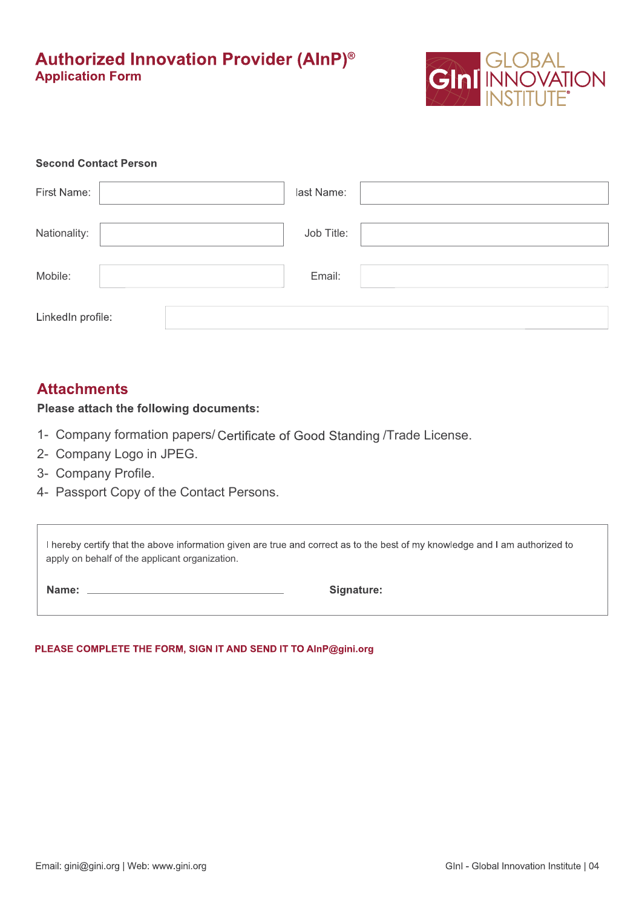# Authorized Innovation Provider (AInP)®

## Application Form

GInI GLOBAL INNOVATION INSTITUTE®

**Second Contact Person**

| First Name: | | last Name: | |
|---|---|---|---|
| Nationality: | | Job Title: | |
| Mobile: | | Email: | |
| LinkedIn profile: | | | |

## Attachments

**Please attach the following documents:**

1- Company formation papers/ Certificate of Good Standing /Trade License.
2- Company Logo in JPEG.
3- Company Profile.
4- Passport Copy of the Contact Persons.

I hereby certify that the above information given are true and correct as to the best of my knowledge and I am authorized to apply on behalf of the applicant organization.

**Name:** ______________________________ **Signature:**

**PLEASE COMPLETE THE FORM, SIGN IT AND SEND IT TO AInP@gini.org**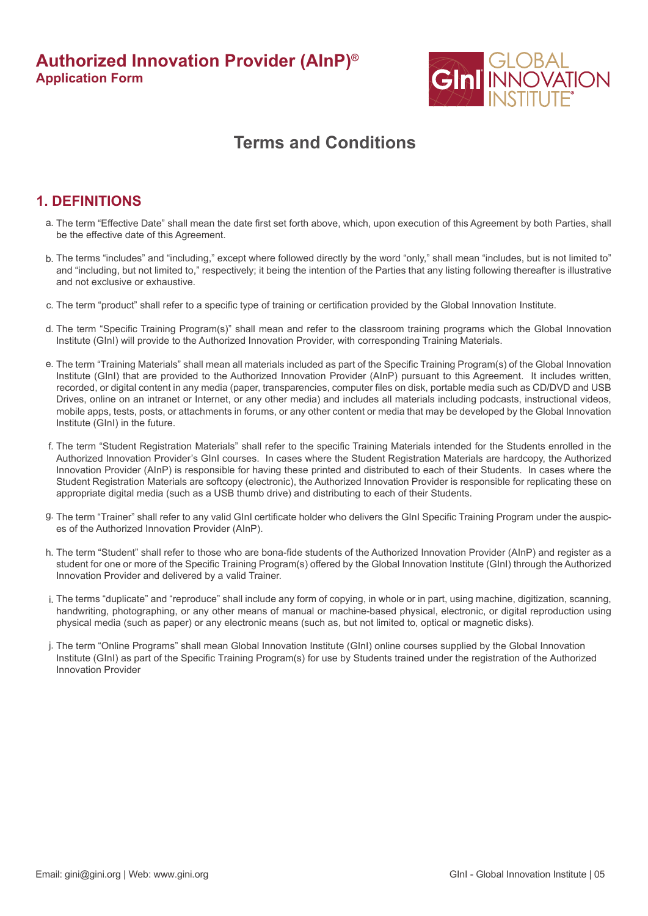# Authorized Innovation Provider (AInP)®
**Application Form**

## Terms and Conditions

### 1. DEFINITIONS

a. The term "Effective Date" shall mean the date first set forth above, which, upon execution of this Agreement by both Parties, shall be the effective date of this Agreement.

b. The terms "includes" and "including," except where followed directly by the word "only," shall mean "includes, but is not limited to" and "including, but not limited to," respectively; it being the intention of the Parties that any listing following thereafter is illustrative and not exclusive or exhaustive.

c. The term "product" shall refer to a specific type of training or certification provided by the Global Innovation Institute.

d. The term "Specific Training Program(s)" shall mean and refer to the classroom training programs which the Global Innovation Institute (GInI) will provide to the Authorized Innovation Provider, with corresponding Training Materials.

e. The term "Training Materials" shall mean all materials included as part of the Specific Training Program(s) of the Global Innovation Institute (GInI) that are provided to the Authorized Innovation Provider (AInP) pursuant to this Agreement. It includes written, recorded, or digital content in any media (paper, transparencies, computer files on disk, portable media such as CD/DVD and USB Drives, online on an intranet or Internet, or any other media) and includes all materials including podcasts, instructional videos, mobile apps, tests, posts, or attachments in forums, or any other content or media that may be developed by the Global Innovation Institute (GInI) in the future.

f. The term "Student Registration Materials" shall refer to the specific Training Materials intended for the Students enrolled in the Authorized Innovation Provider's GInI courses. In cases where the Student Registration Materials are hardcopy, the Authorized Innovation Provider (AInP) is responsible for having these printed and distributed to each of their Students. In cases where the Student Registration Materials are softcopy (electronic), the Authorized Innovation Provider is responsible for replicating these on appropriate digital media (such as a USB thumb drive) and distributing to each of their Students.

g. The term "Trainer" shall refer to any valid GInI certificate holder who delivers the GInI Specific Training Program under the auspices of the Authorized Innovation Provider (AInP).

h. The term "Student" shall refer to those who are bona-fide students of the Authorized Innovation Provider (AInP) and register as a student for one or more of the Specific Training Program(s) offered by the Global Innovation Institute (GInI) through the Authorized Innovation Provider and delivered by a valid Trainer.

i. The terms "duplicate" and "reproduce" shall include any form of copying, in whole or in part, using machine, digitization, scanning, handwriting, photographing, or any other means of manual or machine-based physical, electronic, or digital reproduction using physical media (such as paper) or any electronic means (such as, but not limited to, optical or magnetic disks).

j. The term "Online Programs" shall mean Global Innovation Institute (GInI) online courses supplied by the Global Innovation Institute (GInI) as part of the Specific Training Program(s) for use by Students trained under the registration of the Authorized Innovation Provider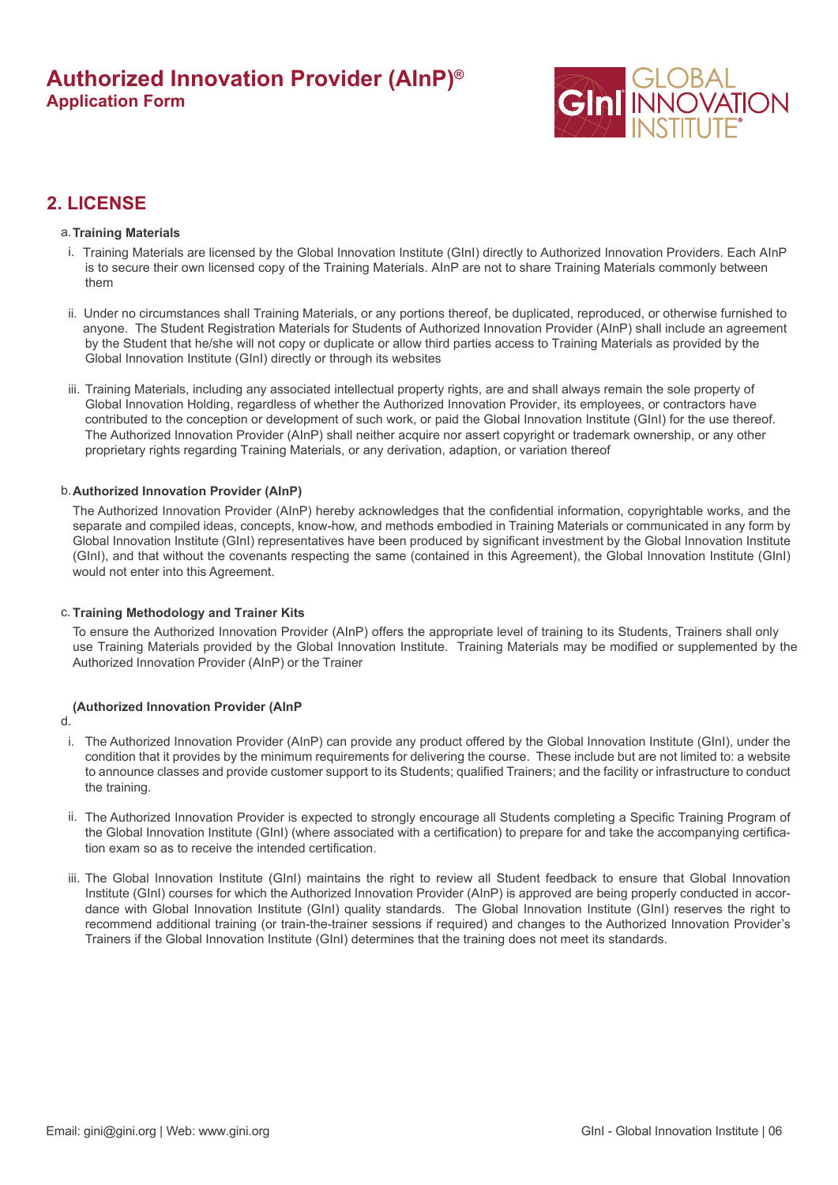# Authorized Innovation Provider (AInP)®

**Application Form**

## 2. LICENSE

a. **Training Materials**

i. Training Materials are licensed by the Global Innovation Institute (GInI) directly to Authorized Innovation Providers. Each AInP is to secure their own licensed copy of the Training Materials. AInP are not to share Training Materials commonly between them

ii. Under no circumstances shall Training Materials, or any portions thereof, be duplicated, reproduced, or otherwise furnished to anyone. The Student Registration Materials for Students of Authorized Innovation Provider (AInP) shall include an agreement by the Student that he/she will not copy or duplicate or allow third parties access to Training Materials as provided by the Global Innovation Institute (GInI) directly or through its websites

iii. Training Materials, including any associated intellectual property rights, are and shall always remain the sole property of Global Innovation Holding, regardless of whether the Authorized Innovation Provider, its employees, or contractors have contributed to the conception or development of such work, or paid the Global Innovation Institute (GInI) for the use thereof. The Authorized Innovation Provider (AInP) shall neither acquire nor assert copyright or trademark ownership, or any other proprietary rights regarding Training Materials, or any derivation, adaption, or variation thereof

b. **Authorized Innovation Provider (AInP)**

The Authorized Innovation Provider (AInP) hereby acknowledges that the confidential information, copyrightable works, and the separate and compiled ideas, concepts, know-how, and methods embodied in Training Materials or communicated in any form by Global Innovation Institute (GInI) representatives have been produced by significant investment by the Global Innovation Institute (GInI), and that without the covenants respecting the same (contained in this Agreement), the Global Innovation Institute (GInI) would not enter into this Agreement.

c. **Training Methodology and Trainer Kits**

To ensure the Authorized Innovation Provider (AInP) offers the appropriate level of training to its Students, Trainers shall only use Training Materials provided by the Global Innovation Institute. Training Materials may be modified or supplemented by the Authorized Innovation Provider (AInP) or the Trainer

d. **(Authorized Innovation Provider (AInP**

i. The Authorized Innovation Provider (AInP) can provide any product offered by the Global Innovation Institute (GInI), under the condition that it provides by the minimum requirements for delivering the course. These include but are not limited to: a website to announce classes and provide customer support to its Students; qualified Trainers; and the facility or infrastructure to conduct the training.

ii. The Authorized Innovation Provider is expected to strongly encourage all Students completing a Specific Training Program of the Global Innovation Institute (GInI) (where associated with a certification) to prepare for and take the accompanying certification exam so as to receive the intended certification.

iii. The Global Innovation Institute (GInI) maintains the right to review all Student feedback to ensure that Global Innovation Institute (GInI) courses for which the Authorized Innovation Provider (AInP) is approved are being properly conducted in accordance with Global Innovation Institute (GInI) quality standards. The Global Innovation Institute (GInI) reserves the right to recommend additional training (or train-the-trainer sessions if required) and changes to the Authorized Innovation Provider's Trainers if the Global Innovation Institute (GInI) determines that the training does not meet its standards.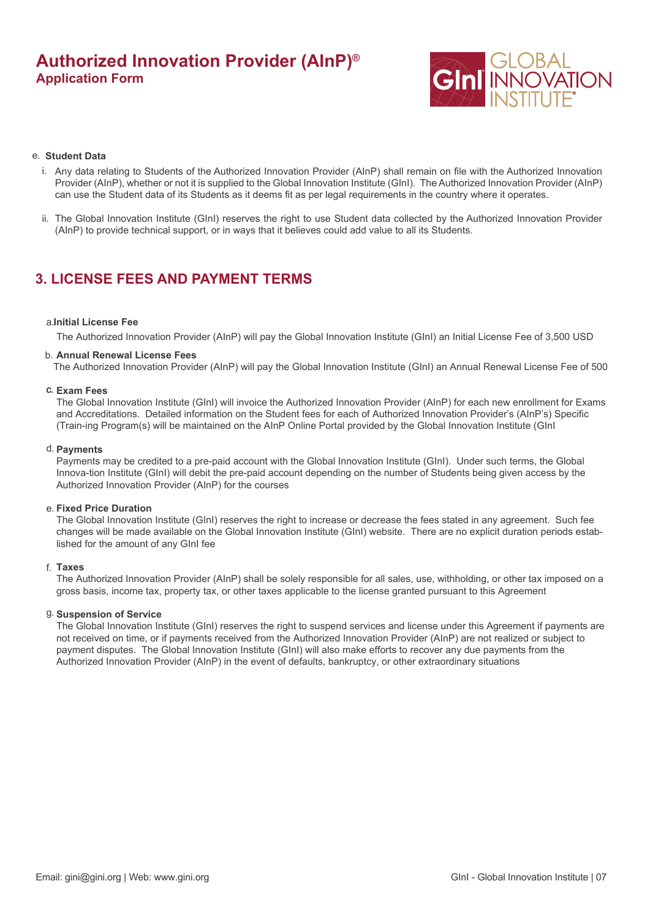e. **Student Data**

i. Any data relating to Students of the Authorized Innovation Provider (AInP) shall remain on file with the Authorized Innovation Provider (AInP), whether or not it is supplied to the Global Innovation Institute (GInI). The Authorized Innovation Provider (AInP) can use the Student data of its Students as it deems fit as per legal requirements in the country where it operates.

ii. The Global Innovation Institute (GInI) reserves the right to use Student data collected by the Authorized Innovation Provider (AInP) to provide technical support, or in ways that it believes could add value to all its Students.

## 3. LICENSE FEES AND PAYMENT TERMS

a. **Initial License Fee**

The Authorized Innovation Provider (AInP) will pay the Global Innovation Institute (GInI) an Initial License Fee of 3,500 USD

b. **Annual Renewal License Fees**

The Authorized Innovation Provider (AInP) will pay the Global Innovation Institute (GInI) an Annual Renewal License Fee of 500

c. **Exam Fees**

The Global Innovation Institute (GInI) will invoice the Authorized Innovation Provider (AInP) for each new enrollment for Exams and Accreditations. Detailed information on the Student fees for each of Authorized Innovation Provider's (AInP's) Specific (Train-ing Program(s) will be maintained on the AInP Online Portal provided by the Global Innovation Institute (GInI

d. **Payments**

Payments may be credited to a pre-paid account with the Global Innovation Institute (GInI). Under such terms, the Global Innova-tion Institute (GInI) will debit the pre-paid account depending on the number of Students being given access by the Authorized Innovation Provider (AInP) for the courses

e. **Fixed Price Duration**

The Global Innovation Institute (GInI) reserves the right to increase or decrease the fees stated in any agreement. Such fee changes will be made available on the Global Innovation Institute (GInI) website. There are no explicit duration periods estab-lished for the amount of any GInI fee

f. **Taxes**

The Authorized Innovation Provider (AInP) shall be solely responsible for all sales, use, withholding, or other tax imposed on a gross basis, income tax, property tax, or other taxes applicable to the license granted pursuant to this Agreement

g. **Suspension of Service**

The Global Innovation Institute (GInI) reserves the right to suspend services and license under this Agreement if payments are not received on time, or if payments received from the Authorized Innovation Provider (AInP) are not realized or subject to payment disputes. The Global Innovation Institute (GInI) will also make efforts to recover any due payments from the Authorized Innovation Provider (AInP) in the event of defaults, bankruptcy, or other extraordinary situations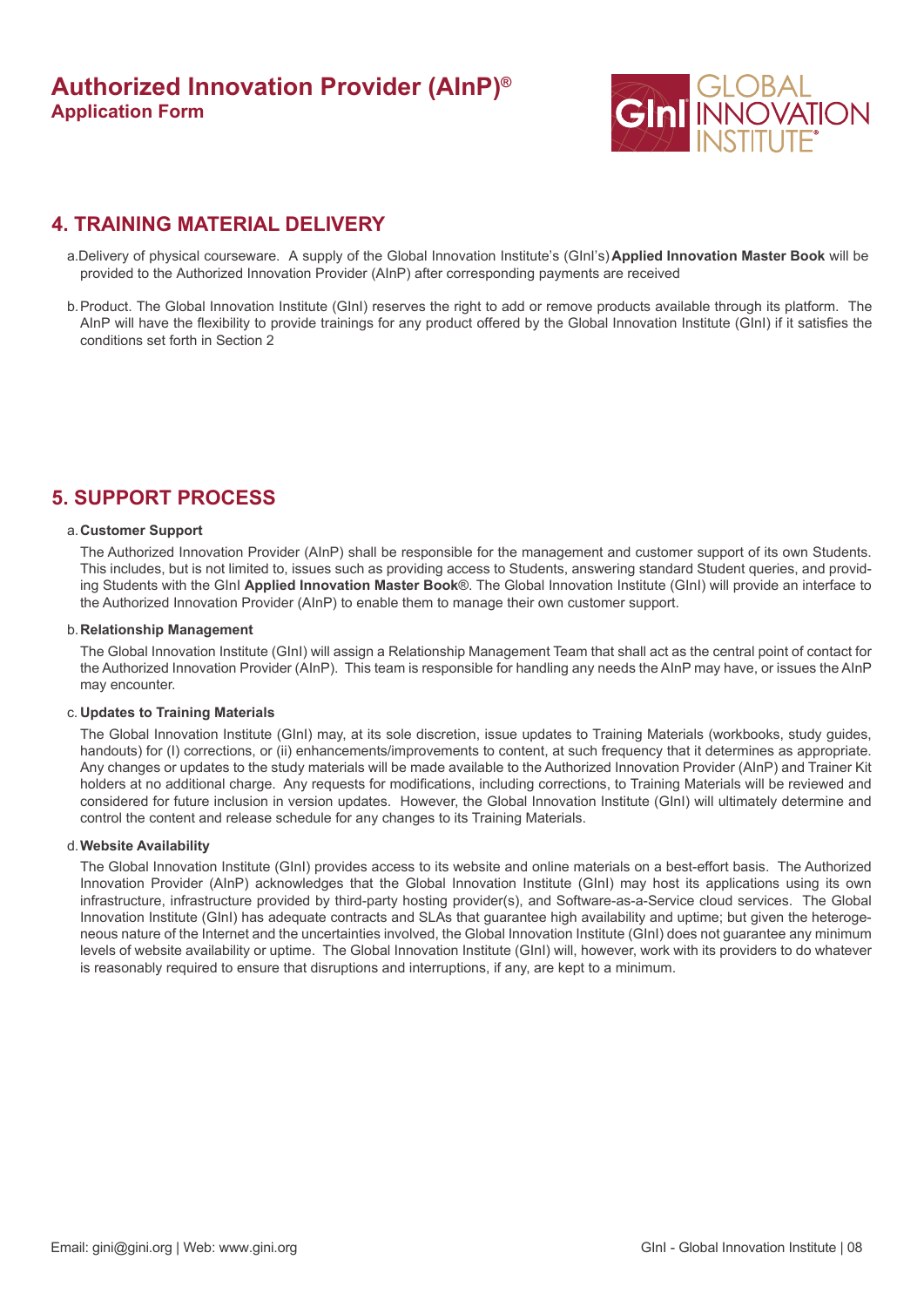# Authorized Innovation Provider (AInP)®
## Application Form

## 4. TRAINING MATERIAL DELIVERY

a. Delivery of physical courseware. A supply of the Global Innovation Institute's (GInI's) **Applied Innovation Master Book** will be provided to the Authorized Innovation Provider (AInP) after corresponding payments are received

b. Product. The Global Innovation Institute (GInI) reserves the right to add or remove products available through its platform. The AInP will have the flexibility to provide trainings for any product offered by the Global Innovation Institute (GInI) if it satisfies the conditions set forth in Section 2

## 5. SUPPORT PROCESS

a. **Customer Support**

The Authorized Innovation Provider (AInP) shall be responsible for the management and customer support of its own Students. This includes, but is not limited to, issues such as providing access to Students, answering standard Student queries, and providing Students with the GInI **Applied Innovation Master Book**®. The Global Innovation Institute (GInI) will provide an interface to the Authorized Innovation Provider (AInP) to enable them to manage their own customer support.

b. **Relationship Management**

The Global Innovation Institute (GInI) will assign a Relationship Management Team that shall act as the central point of contact for the Authorized Innovation Provider (AInP). This team is responsible for handling any needs the AInP may have, or issues the AInP may encounter.

c. **Updates to Training Materials**

The Global Innovation Institute (GInI) may, at its sole discretion, issue updates to Training Materials (workbooks, study guides, handouts) for (I) corrections, or (ii) enhancements/improvements to content, at such frequency that it determines as appropriate. Any changes or updates to the study materials will be made available to the Authorized Innovation Provider (AInP) and Trainer Kit holders at no additional charge. Any requests for modifications, including corrections, to Training Materials will be reviewed and considered for future inclusion in version updates. However, the Global Innovation Institute (GInI) will ultimately determine and control the content and release schedule for any changes to its Training Materials.

d. **Website Availability**

The Global Innovation Institute (GInI) provides access to its website and online materials on a best-effort basis. The Authorized Innovation Provider (AInP) acknowledges that the Global Innovation Institute (GInI) may host its applications using its own infrastructure, infrastructure provided by third-party hosting provider(s), and Software-as-a-Service cloud services. The Global Innovation Institute (GInI) has adequate contracts and SLAs that guarantee high availability and uptime; but given the heterogeneous nature of the Internet and the uncertainties involved, the Global Innovation Institute (GInI) does not guarantee any minimum levels of website availability or uptime. The Global Innovation Institute (GInI) will, however, work with its providers to do whatever is reasonably required to ensure that disruptions and interruptions, if any, are kept to a minimum.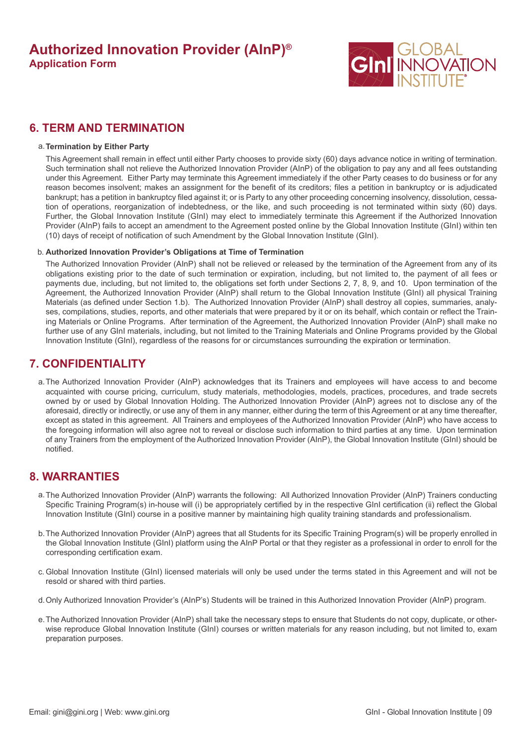## 6. TERM AND TERMINATION

a. **Termination by Either Party**

This Agreement shall remain in effect until either Party chooses to provide sixty (60) days advance notice in writing of termination. Such termination shall not relieve the Authorized Innovation Provider (AInP) of the obligation to pay any and all fees outstanding under this Agreement. Either Party may terminate this Agreement immediately if the other Party ceases to do business or for any reason becomes insolvent; makes an assignment for the benefit of its creditors; files a petition in bankruptcy or is adjudicated bankrupt; has a petition in bankruptcy filed against it; or is Party to any other proceeding concerning insolvency, dissolution, cessation of operations, reorganization of indebtedness, or the like, and such proceeding is not terminated within sixty (60) days. Further, the Global Innovation Institute (GInI) may elect to immediately terminate this Agreement if the Authorized Innovation Provider (AInP) fails to accept an amendment to the Agreement posted online by the Global Innovation Institute (GInI) within ten (10) days of receipt of notification of such Amendment by the Global Innovation Institute (GInI).

b. **Authorized Innovation Provider's Obligations at Time of Termination**

The Authorized Innovation Provider (AInP) shall not be relieved or released by the termination of the Agreement from any of its obligations existing prior to the date of such termination or expiration, including, but not limited to, the payment of all fees or payments due, including, but not limited to, the obligations set forth under Sections 2, 7, 8, 9, and 10. Upon termination of the Agreement, the Authorized Innovation Provider (AInP) shall return to the Global Innovation Institute (GInI) all physical Training Materials (as defined under Section 1.b). The Authorized Innovation Provider (AInP) shall destroy all copies, summaries, analyses, compilations, studies, reports, and other materials that were prepared by it or on its behalf, which contain or reflect the Training Materials or Online Programs. After termination of the Agreement, the Authorized Innovation Provider (AInP) shall make no further use of any GInI materials, including, but not limited to the Training Materials and Online Programs provided by the Global Innovation Institute (GInI), regardless of the reasons for or circumstances surrounding the expiration or termination.

## 7. CONFIDENTIALITY

a. The Authorized Innovation Provider (AInP) acknowledges that its Trainers and employees will have access to and become acquainted with course pricing, curriculum, study materials, methodologies, models, practices, procedures, and trade secrets owned by or used by Global Innovation Holding. The Authorized Innovation Provider (AInP) agrees not to disclose any of the aforesaid, directly or indirectly, or use any of them in any manner, either during the term of this Agreement or at any time thereafter, except as stated in this agreement. All Trainers and employees of the Authorized Innovation Provider (AInP) who have access to the foregoing information will also agree not to reveal or disclose such information to third parties at any time. Upon termination of any Trainers from the employment of the Authorized Innovation Provider (AInP), the Global Innovation Institute (GInI) should be notified.

## 8. WARRANTIES

a. The Authorized Innovation Provider (AInP) warrants the following: All Authorized Innovation Provider (AInP) Trainers conducting Specific Training Program(s) in-house will (i) be appropriately certified by in the respective GInI certification (ii) reflect the Global Innovation Institute (GInI) course in a positive manner by maintaining high quality training standards and professionalism.

b. The Authorized Innovation Provider (AInP) agrees that all Students for its Specific Training Program(s) will be properly enrolled in the Global Innovation Institute (GInI) platform using the AInP Portal or that they register as a professional in order to enroll for the corresponding certification exam.

c. Global Innovation Institute (GInI) licensed materials will only be used under the terms stated in this Agreement and will not be resold or shared with third parties.

d. Only Authorized Innovation Provider's (AInP's) Students will be trained in this Authorized Innovation Provider (AInP) program.

e. The Authorized Innovation Provider (AInP) shall take the necessary steps to ensure that Students do not copy, duplicate, or otherwise reproduce Global Innovation Institute (GInI) courses or written materials for any reason including, but not limited to, exam preparation purposes.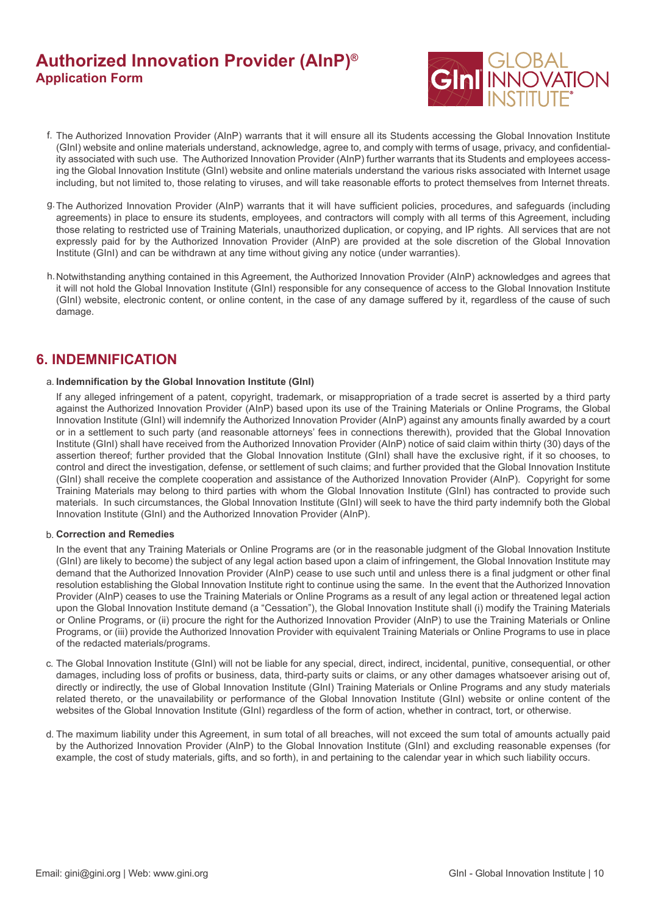f. The Authorized Innovation Provider (AInP) warrants that it will ensure all its Students accessing the Global Innovation Institute (GInI) website and online materials understand, acknowledge, agree to, and comply with terms of usage, privacy, and confidentiality associated with such use. The Authorized Innovation Provider (AInP) further warrants that its Students and employees accessing the Global Innovation Institute (GInI) website and online materials understand the various risks associated with Internet usage including, but not limited to, those relating to viruses, and will take reasonable efforts to protect themselves from Internet threats.

g. The Authorized Innovation Provider (AInP) warrants that it will have sufficient policies, procedures, and safeguards (including agreements) in place to ensure its students, employees, and contractors will comply with all terms of this Agreement, including those relating to restricted use of Training Materials, unauthorized duplication, or copying, and IP rights. All services that are not expressly paid for by the Authorized Innovation Provider (AInP) are provided at the sole discretion of the Global Innovation Institute (GInI) and can be withdrawn at any time without giving any notice (under warranties).

h. Notwithstanding anything contained in this Agreement, the Authorized Innovation Provider (AInP) acknowledges and agrees that it will not hold the Global Innovation Institute (GInI) responsible for any consequence of access to the Global Innovation Institute (GInI) website, electronic content, or online content, in the case of any damage suffered by it, regardless of the cause of such damage.

## 6. INDEMNIFICATION

a. **Indemnification by the Global Innovation Institute (GInI)**

If any alleged infringement of a patent, copyright, trademark, or misappropriation of a trade secret is asserted by a third party against the Authorized Innovation Provider (AInP) based upon its use of the Training Materials or Online Programs, the Global Innovation Institute (GInI) will indemnify the Authorized Innovation Provider (AInP) against any amounts finally awarded by a court or in a settlement to such party (and reasonable attorneys' fees in connections therewith), provided that the Global Innovation Institute (GInI) shall have received from the Authorized Innovation Provider (AInP) notice of said claim within thirty (30) days of the assertion thereof; further provided that the Global Innovation Institute (GInI) shall have the exclusive right, if it so chooses, to control and direct the investigation, defense, or settlement of such claims; and further provided that the Global Innovation Institute (GInI) shall receive the complete cooperation and assistance of the Authorized Innovation Provider (AInP). Copyright for some Training Materials may belong to third parties with whom the Global Innovation Institute (GInI) has contracted to provide such materials. In such circumstances, the Global Innovation Institute (GInI) will seek to have the third party indemnify both the Global Innovation Institute (GInI) and the Authorized Innovation Provider (AInP).

b. **Correction and Remedies**

In the event that any Training Materials or Online Programs are (or in the reasonable judgment of the Global Innovation Institute (GInI) are likely to become) the subject of any legal action based upon a claim of infringement, the Global Innovation Institute may demand that the Authorized Innovation Provider (AInP) cease to use such until and unless there is a final judgment or other final resolution establishing the Global Innovation Institute right to continue using the same. In the event that the Authorized Innovation Provider (AInP) ceases to use the Training Materials or Online Programs as a result of any legal action or threatened legal action upon the Global Innovation Institute demand (a "Cessation"), the Global Innovation Institute shall (i) modify the Training Materials or Online Programs, or (ii) procure the right for the Authorized Innovation Provider (AInP) to use the Training Materials or Online Programs, or (iii) provide the Authorized Innovation Provider with equivalent Training Materials or Online Programs to use in place of the redacted materials/programs.

c. The Global Innovation Institute (GInI) will not be liable for any special, direct, indirect, incidental, punitive, consequential, or other damages, including loss of profits or business, data, third-party suits or claims, or any other damages whatsoever arising out of, directly or indirectly, the use of Global Innovation Institute (GInI) Training Materials or Online Programs and any study materials related thereto, or the unavailability or performance of the Global Innovation Institute (GInI) website or online content of the websites of the Global Innovation Institute (GInI) regardless of the form of action, whether in contract, tort, or otherwise.

d. The maximum liability under this Agreement, in sum total of all breaches, will not exceed the sum total of amounts actually paid by the Authorized Innovation Provider (AInP) to the Global Innovation Institute (GInI) and excluding reasonable expenses (for example, the cost of study materials, gifts, and so forth), in and pertaining to the calendar year in which such liability occurs.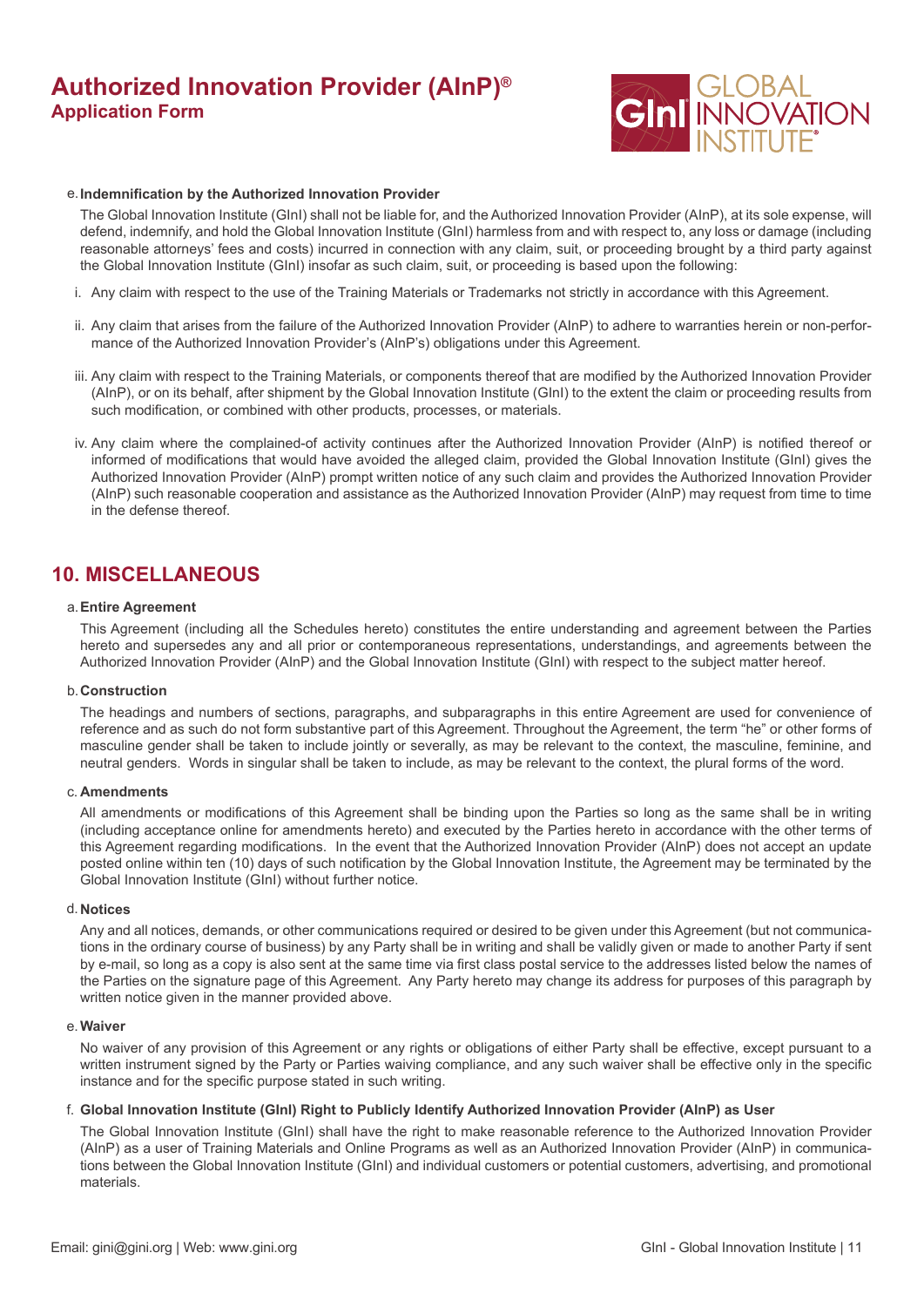e. **Indemnification by the Authorized Innovation Provider**

The Global Innovation Institute (GInI) shall not be liable for, and the Authorized Innovation Provider (AInP), at its sole expense, will defend, indemnify, and hold the Global Innovation Institute (GInI) harmless from and with respect to, any loss or damage (including reasonable attorneys' fees and costs) incurred in connection with any claim, suit, or proceeding brought by a third party against the Global Innovation Institute (GInI) insofar as such claim, suit, or proceeding is based upon the following:

i. Any claim with respect to the use of the Training Materials or Trademarks not strictly in accordance with this Agreement.

ii. Any claim that arises from the failure of the Authorized Innovation Provider (AInP) to adhere to warranties herein or non-performance of the Authorized Innovation Provider's (AInP's) obligations under this Agreement.

iii. Any claim with respect to the Training Materials, or components thereof that are modified by the Authorized Innovation Provider (AInP), or on its behalf, after shipment by the Global Innovation Institute (GInI) to the extent the claim or proceeding results from such modification, or combined with other products, processes, or materials.

iv. Any claim where the complained-of activity continues after the Authorized Innovation Provider (AInP) is notified thereof or informed of modifications that would have avoided the alleged claim, provided the Global Innovation Institute (GInI) gives the Authorized Innovation Provider (AInP) prompt written notice of any such claim and provides the Authorized Innovation Provider (AInP) such reasonable cooperation and assistance as the Authorized Innovation Provider (AInP) may request from time to time in the defense thereof.

## 10. MISCELLANEOUS

a. **Entire Agreement**

This Agreement (including all the Schedules hereto) constitutes the entire understanding and agreement between the Parties hereto and supersedes any and all prior or contemporaneous representations, understandings, and agreements between the Authorized Innovation Provider (AInP) and the Global Innovation Institute (GInI) with respect to the subject matter hereof.

b. **Construction**

The headings and numbers of sections, paragraphs, and subparagraphs in this entire Agreement are used for convenience of reference and as such do not form substantive part of this Agreement. Throughout the Agreement, the term "he" or other forms of masculine gender shall be taken to include jointly or severally, as may be relevant to the context, the masculine, feminine, and neutral genders. Words in singular shall be taken to include, as may be relevant to the context, the plural forms of the word.

c. **Amendments**

All amendments or modifications of this Agreement shall be binding upon the Parties so long as the same shall be in writing (including acceptance online for amendments hereto) and executed by the Parties hereto in accordance with the other terms of this Agreement regarding modifications. In the event that the Authorized Innovation Provider (AInP) does not accept an update posted online within ten (10) days of such notification by the Global Innovation Institute, the Agreement may be terminated by the Global Innovation Institute (GInI) without further notice.

d. **Notices**

Any and all notices, demands, or other communications required or desired to be given under this Agreement (but not communications in the ordinary course of business) by any Party shall be in writing and shall be validly given or made to another Party if sent by e-mail, so long as a copy is also sent at the same time via first class postal service to the addresses listed below the names of the Parties on the signature page of this Agreement. Any Party hereto may change its address for purposes of this paragraph by written notice given in the manner provided above.

e. **Waiver**

No waiver of any provision of this Agreement or any rights or obligations of either Party shall be effective, except pursuant to a written instrument signed by the Party or Parties waiving compliance, and any such waiver shall be effective only in the specific instance and for the specific purpose stated in such writing.

f. **Global Innovation Institute (GInI) Right to Publicly Identify Authorized Innovation Provider (AInP) as User**

The Global Innovation Institute (GInI) shall have the right to make reasonable reference to the Authorized Innovation Provider (AInP) as a user of Training Materials and Online Programs as well as an Authorized Innovation Provider (AInP) in communications between the Global Innovation Institute (GInI) and individual customers or potential customers, advertising, and promotional materials.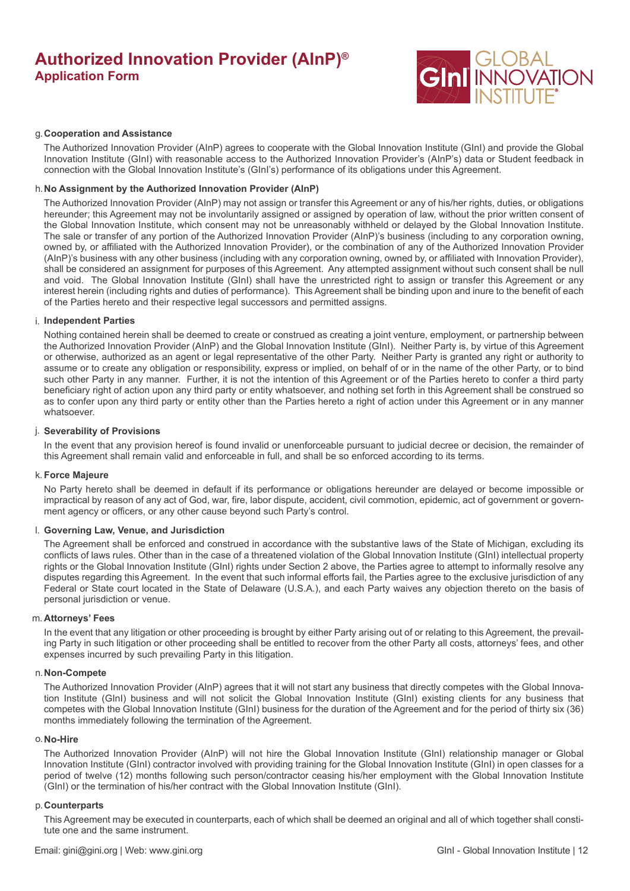g. **Cooperation and Assistance**

The Authorized Innovation Provider (AInP) agrees to cooperate with the Global Innovation Institute (GInI) and provide the Global Innovation Institute (GInI) with reasonable access to the Authorized Innovation Provider's (AInP's) data or Student feedback in connection with the Global Innovation Institute's (GInI's) performance of its obligations under this Agreement.

h. **No Assignment by the Authorized Innovation Provider (AInP)**

The Authorized Innovation Provider (AInP) may not assign or transfer this Agreement or any of his/her rights, duties, or obligations hereunder; this Agreement may not be involuntarily assigned or assigned by operation of law, without the prior written consent of the Global Innovation Institute, which consent may not be unreasonably withheld or delayed by the Global Innovation Institute. The sale or transfer of any portion of the Authorized Innovation Provider (AInP)'s business (including to any corporation owning, owned by, or affiliated with the Authorized Innovation Provider), or the combination of any of the Authorized Innovation Provider (AInP)'s business with any other business (including with any corporation owning, owned by, or affiliated with Innovation Provider), shall be considered an assignment for purposes of this Agreement. Any attempted assignment without such consent shall be null and void. The Global Innovation Institute (GInI) shall have the unrestricted right to assign or transfer this Agreement or any interest herein (including rights and duties of performance). This Agreement shall be binding upon and inure to the benefit of each of the Parties hereto and their respective legal successors and permitted assigns.

i. **Independent Parties**

Nothing contained herein shall be deemed to create or construed as creating a joint venture, employment, or partnership between the Authorized Innovation Provider (AInP) and the Global Innovation Institute (GInI). Neither Party is, by virtue of this Agreement or otherwise, authorized as an agent or legal representative of the other Party. Neither Party is granted any right or authority to assume or to create any obligation or responsibility, express or implied, on behalf of or in the name of the other Party, or to bind such other Party in any manner. Further, it is not the intention of this Agreement or of the Parties hereto to confer a third party beneficiary right of action upon any third party or entity whatsoever, and nothing set forth in this Agreement shall be construed so as to confer upon any third party or entity other than the Parties hereto a right of action under this Agreement or in any manner whatsoever.

j. **Severability of Provisions**

In the event that any provision hereof is found invalid or unenforceable pursuant to judicial decree or decision, the remainder of this Agreement shall remain valid and enforceable in full, and shall be so enforced according to its terms.

k. **Force Majeure**

No Party hereto shall be deemed in default if its performance or obligations hereunder are delayed or become impossible or impractical by reason of any act of God, war, fire, labor dispute, accident, civil commotion, epidemic, act of government or government agency or officers, or any other cause beyond such Party's control.

l. **Governing Law, Venue, and Jurisdiction**

The Agreement shall be enforced and construed in accordance with the substantive laws of the State of Michigan, excluding its conflicts of laws rules. Other than in the case of a threatened violation of the Global Innovation Institute (GInI) intellectual property rights or the Global Innovation Institute (GInI) rights under Section 2 above, the Parties agree to attempt to informally resolve any disputes regarding this Agreement. In the event that such informal efforts fail, the Parties agree to the exclusive jurisdiction of any Federal or State court located in the State of Delaware (U.S.A.), and each Party waives any objection thereto on the basis of personal jurisdiction or venue.

m. **Attorneys' Fees**

In the event that any litigation or other proceeding is brought by either Party arising out of or relating to this Agreement, the prevailing Party in such litigation or other proceeding shall be entitled to recover from the other Party all costs, attorneys' fees, and other expenses incurred by such prevailing Party in this litigation.

n. **Non-Compete**

The Authorized Innovation Provider (AInP) agrees that it will not start any business that directly competes with the Global Innovation Institute (GInI) business and will not solicit the Global Innovation Institute (GInI) existing clients for any business that competes with the Global Innovation Institute (GInI) business for the duration of the Agreement and for the period of thirty six (36) months immediately following the termination of the Agreement.

o. **No-Hire**

The Authorized Innovation Provider (AInP) will not hire the Global Innovation Institute (GInI) relationship manager or Global Innovation Institute (GInI) contractor involved with providing training for the Global Innovation Institute (GInI) in open classes for a period of twelve (12) months following such person/contractor ceasing his/her employment with the Global Innovation Institute (GInI) or the termination of his/her contract with the Global Innovation Institute (GInI).

p. **Counterparts**

This Agreement may be executed in counterparts, each of which shall be deemed an original and all of which together shall constitute one and the same instrument.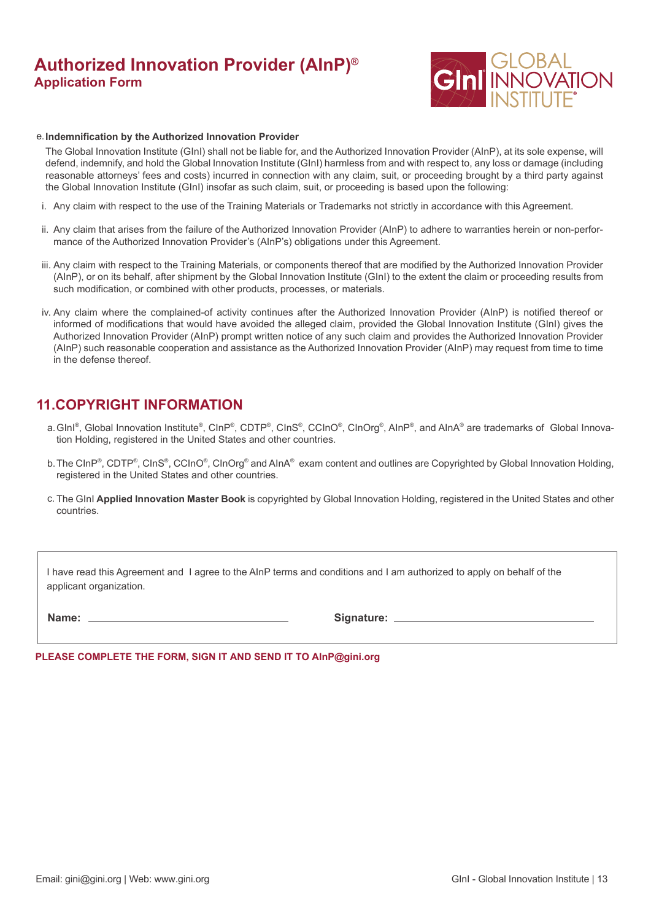# Authorized Innovation Provider (AInP)®

## Application Form

e. **Indemnification by the Authorized Innovation Provider**

The Global Innovation Institute (GInI) shall not be liable for, and the Authorized Innovation Provider (AInP), at its sole expense, will defend, indemnify, and hold the Global Innovation Institute (GInI) harmless from and with respect to, any loss or damage (including reasonable attorneys' fees and costs) incurred in connection with any claim, suit, or proceeding brought by a third party against the Global Innovation Institute (GInI) insofar as such claim, suit, or proceeding is based upon the following:

i. Any claim with respect to the use of the Training Materials or Trademarks not strictly in accordance with this Agreement.

ii. Any claim that arises from the failure of the Authorized Innovation Provider (AInP) to adhere to warranties herein or non-performance of the Authorized Innovation Provider's (AInP's) obligations under this Agreement.

iii. Any claim with respect to the Training Materials, or components thereof that are modified by the Authorized Innovation Provider (AInP), or on its behalf, after shipment by the Global Innovation Institute (GInI) to the extent the claim or proceeding results from such modification, or combined with other products, processes, or materials.

iv. Any claim where the complained-of activity continues after the Authorized Innovation Provider (AInP) is notified thereof or informed of modifications that would have avoided the alleged claim, provided the Global Innovation Institute (GInI) gives the Authorized Innovation Provider (AInP) prompt written notice of any such claim and provides the Authorized Innovation Provider (AInP) such reasonable cooperation and assistance as the Authorized Innovation Provider (AInP) may request from time to time in the defense thereof.

## 11. COPYRIGHT INFORMATION

a. GInI®, Global Innovation Institute®, CInP®, CDTP®, CInS®, CCInO®, CInOrg®, AInP®, and AInA® are trademarks of Global Innovation Holding, registered in the United States and other countries.

b. The CInP®, CDTP®, CInS®, CCInO®, CInOrg® and AInA® exam content and outlines are Copyrighted by Global Innovation Holding, registered in the United States and other countries.

c. The GInI **Applied Innovation Master Book** is copyrighted by Global Innovation Holding, registered in the United States and other countries.

I have read this Agreement and I agree to the AInP terms and conditions and I am authorized to apply on behalf of the applicant organization.

**Name:** ______________________________ **Signature:** ______________________________

**PLEASE COMPLETE THE FORM, SIGN IT AND SEND IT TO AInP@gini.org**

Email: gini@gini.org | Web: www.gini.org